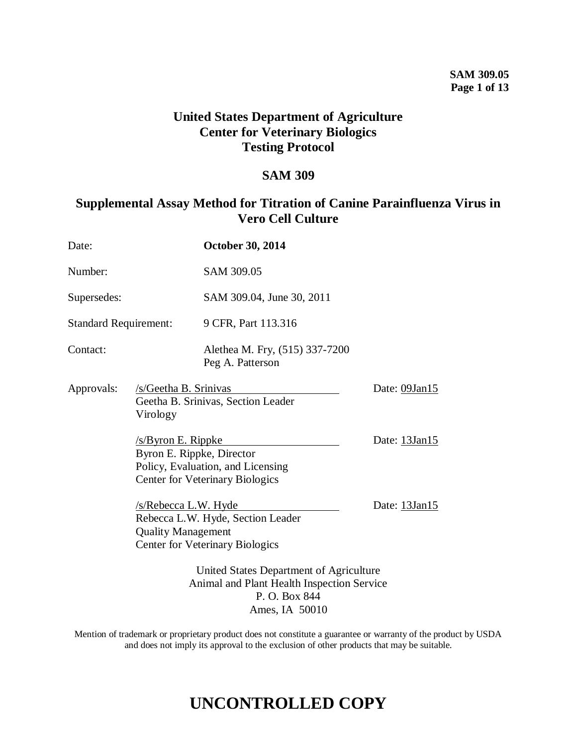# United States Department of Agriculture
# Center for Veterinary Biologics
# Testing Protocol

## SAM 309

## Supplemental Assay Method for Titration of Canine Parainfluenza Virus in Vero Cell Culture

| | |
|---|---|
| Date: | **October 30, 2014** |
| Number: | SAM 309.05 |
| Supersedes: | SAM 309.04, June 30, 2011 |
| Standard Requirement: | 9 CFR, Part 113.316 |
| Contact: | Alethea M. Fry, (515) 337-7200<br>Peg A. Patterson |

Approvals:

/s/Geetha B. Srinivas — Date: 09Jan15
Geetha B. Srinivas, Section Leader
Virology

/s/Byron E. Rippke — Date: 13Jan15
Byron E. Rippke, Director
Policy, Evaluation, and Licensing
Center for Veterinary Biologics

/s/Rebecca L.W. Hyde — Date: 13Jan15
Rebecca L.W. Hyde, Section Leader
Quality Management
Center for Veterinary Biologics

United States Department of Agriculture
Animal and Plant Health Inspection Service
P. O. Box 844
Ames, IA 50010

Mention of trademark or proprietary product does not constitute a guarantee or warranty of the product by USDA and does not imply its approval to the exclusion of other products that may be suitable.

# UNCONTROLLED COPY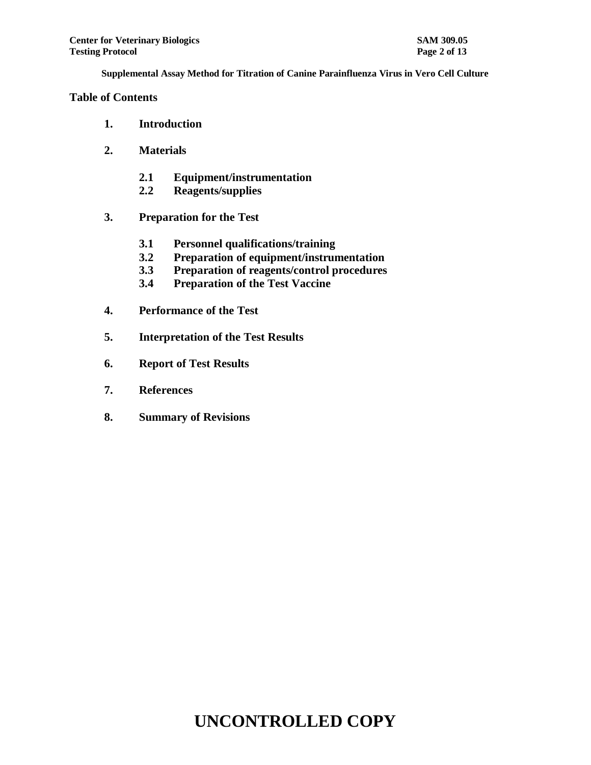## Table of Contents

1. **Introduction**

2. **Materials**

   2.1 **Equipment/instrumentation**
   2.2 **Reagents/supplies**

3. **Preparation for the Test**

   3.1 **Personnel qualifications/training**
   3.2 **Preparation of equipment/instrumentation**
   3.3 **Preparation of reagents/control procedures**
   3.4 **Preparation of the Test Vaccine**

4. **Performance of the Test**

5. **Interpretation of the Test Results**

6. **Report of Test Results**

7. **References**

8. **Summary of Revisions**

# UNCONTROLLED COPY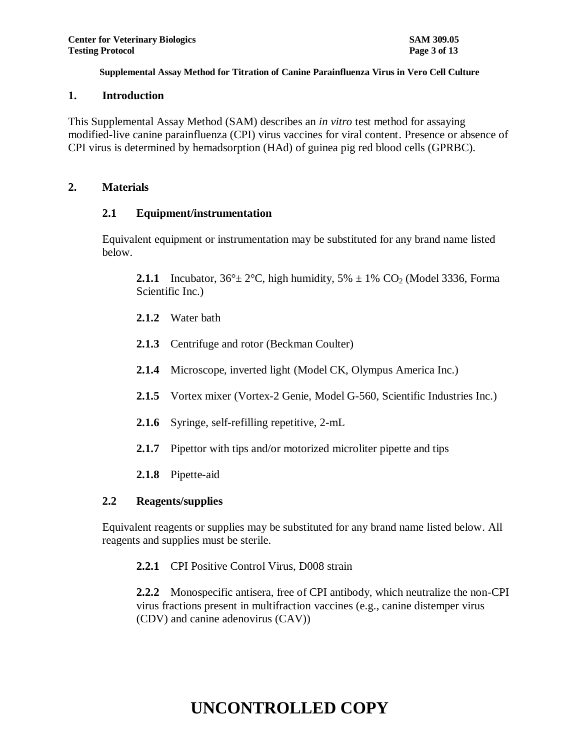**Supplemental Assay Method for Titration of Canine Parainfluenza Virus in Vero Cell Culture**

## 1. Introduction

This Supplemental Assay Method (SAM) describes an *in vitro* test method for assaying modified-live canine parainfluenza (CPI) virus vaccines for viral content. Presence or absence of CPI virus is determined by hemadsorption (HAd) of guinea pig red blood cells (GPRBC).

## 2. Materials

### 2.1 Equipment/instrumentation

Equivalent equipment or instrumentation may be substituted for any brand name listed below.

**2.1.1** Incubator, 36°± 2°C, high humidity, 5% ± 1% $CO_2$ (Model 3336, Forma Scientific Inc.)

**2.1.2** Water bath

**2.1.3** Centrifuge and rotor (Beckman Coulter)

**2.1.4** Microscope, inverted light (Model CK, Olympus America Inc.)

**2.1.5** Vortex mixer (Vortex-2 Genie, Model G-560, Scientific Industries Inc.)

**2.1.6** Syringe, self-refilling repetitive, 2-mL

**2.1.7** Pipettor with tips and/or motorized microliter pipette and tips

**2.1.8** Pipette-aid

### 2.2 Reagents/supplies

Equivalent reagents or supplies may be substituted for any brand name listed below. All reagents and supplies must be sterile.

**2.2.1** CPI Positive Control Virus, D008 strain

**2.2.2** Monospecific antisera, free of CPI antibody, which neutralize the non-CPI virus fractions present in multifraction vaccines (e.g., canine distemper virus (CDV) and canine adenovirus (CAV))

**UNCONTROLLED COPY**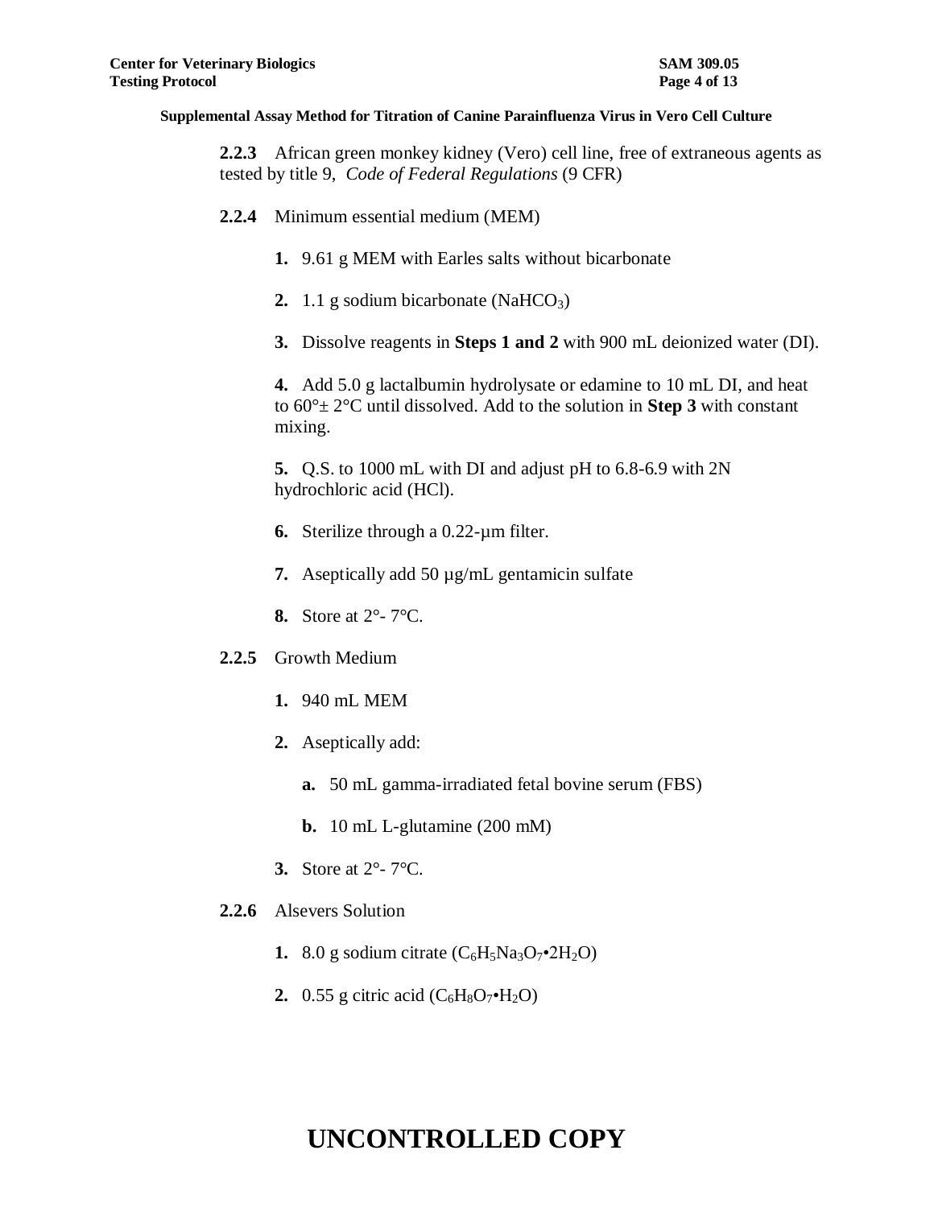**2.2.3** African green monkey kidney (Vero) cell line, free of extraneous agents as tested by title 9, *Code of Federal Regulations* (9 CFR)

**2.2.4** Minimum essential medium (MEM)

**1.** 9.61 g MEM with Earles salts without bicarbonate

**2.** 1.1 g sodium bicarbonate ($NaHCO_3$)

**3.** Dissolve reagents in **Steps 1 and 2** with 900 mL deionized water (DI).

**4.** Add 5.0 g lactalbumin hydrolysate or edamine to 10 mL DI, and heat to 60°± 2°C until dissolved. Add to the solution in **Step 3** with constant mixing.

**5.** Q.S. to 1000 mL with DI and adjust pH to 6.8-6.9 with 2N hydrochloric acid (HCl).

**6.** Sterilize through a 0.22-µm filter.

**7.** Aseptically add 50 µg/mL gentamicin sulfate

**8.** Store at 2°- 7°C.

**2.2.5** Growth Medium

**1.** 940 mL MEM

**2.** Aseptically add:

**a.** 50 mL gamma-irradiated fetal bovine serum (FBS)

**b.** 10 mL L-glutamine (200 mM)

**3.** Store at 2°- 7°C.

**2.2.6** Alsevers Solution

**1.** 8.0 g sodium citrate ($C_6H_5Na_3O_7 \cdot 2H_2O$)

**2.** 0.55 g citric acid ($C_6H_8O_7 \cdot H_2O$)

**UNCONTROLLED COPY**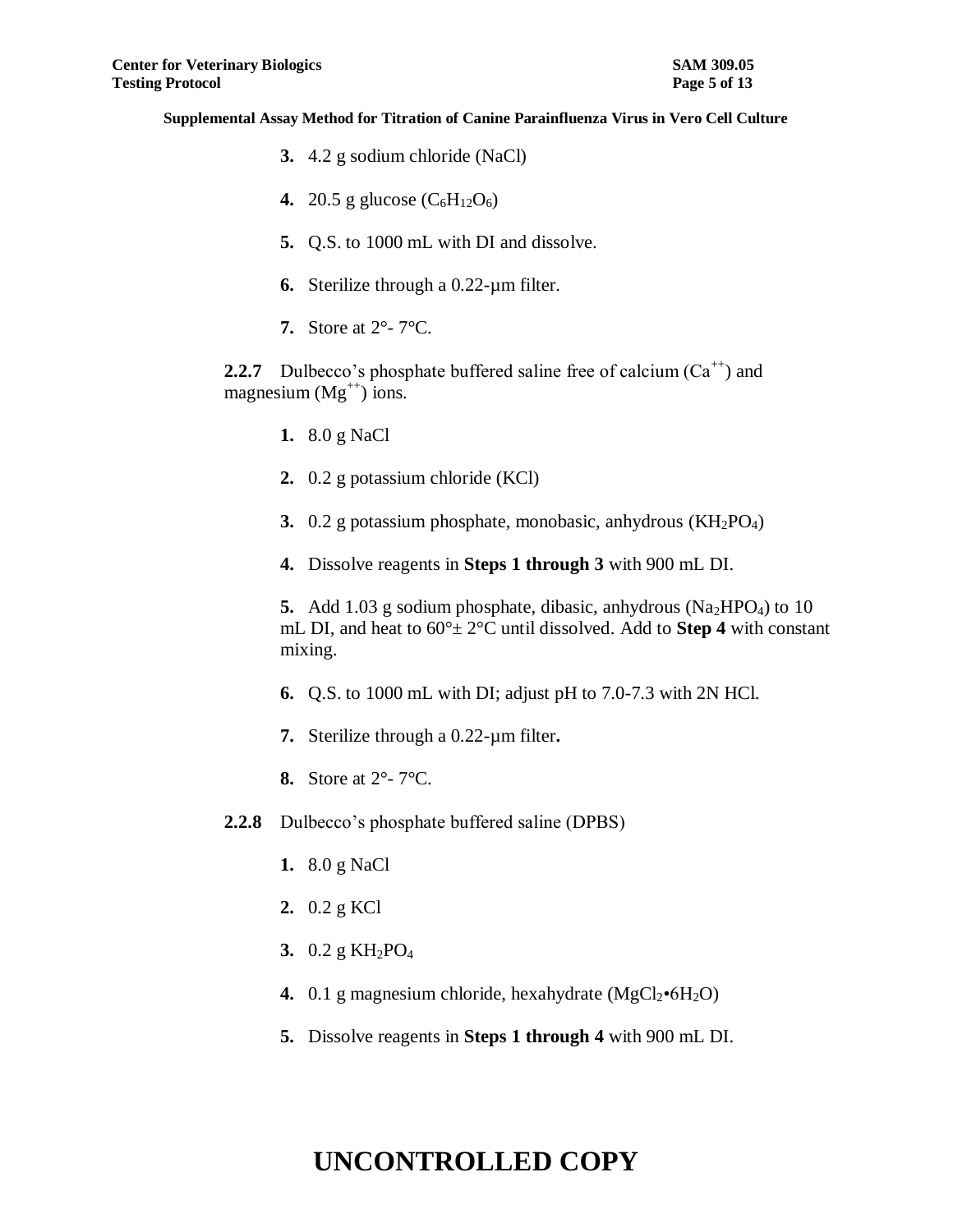**3.** 4.2 g sodium chloride (NaCl)

**4.** 20.5 g glucose ($C_6H_{12}O_6$)

**5.** Q.S. to 1000 mL with DI and dissolve.

**6.** Sterilize through a 0.22-µm filter.

**7.** Store at 2°- 7°C.

**2.2.7** Dulbecco's phosphate buffered saline free of calcium ($Ca^{++}$) and magnesium ($Mg^{++}$) ions.

**1.** 8.0 g NaCl

**2.** 0.2 g potassium chloride (KCl)

**3.** 0.2 g potassium phosphate, monobasic, anhydrous ($KH_2PO_4$)

**4.** Dissolve reagents in **Steps 1 through 3** with 900 mL DI.

**5.** Add 1.03 g sodium phosphate, dibasic, anhydrous ($Na_2HPO_4$) to 10 mL DI, and heat to 60°± 2°C until dissolved. Add to **Step 4** with constant mixing.

**6.** Q.S. to 1000 mL with DI; adjust pH to 7.0-7.3 with 2N HCl.

**7.** Sterilize through a 0.22-µm filter**.**

**8.** Store at 2°- 7°C.

**2.2.8** Dulbecco's phosphate buffered saline (DPBS)

**1.** 8.0 g NaCl

**2.** 0.2 g KCl

**3.** 0.2 g $KH_2PO_4$

**4.** 0.1 g magnesium chloride, hexahydrate ($MgCl_2 \cdot 6H_2O$)

**5.** Dissolve reagents in **Steps 1 through 4** with 900 mL DI.

**UNCONTROLLED COPY**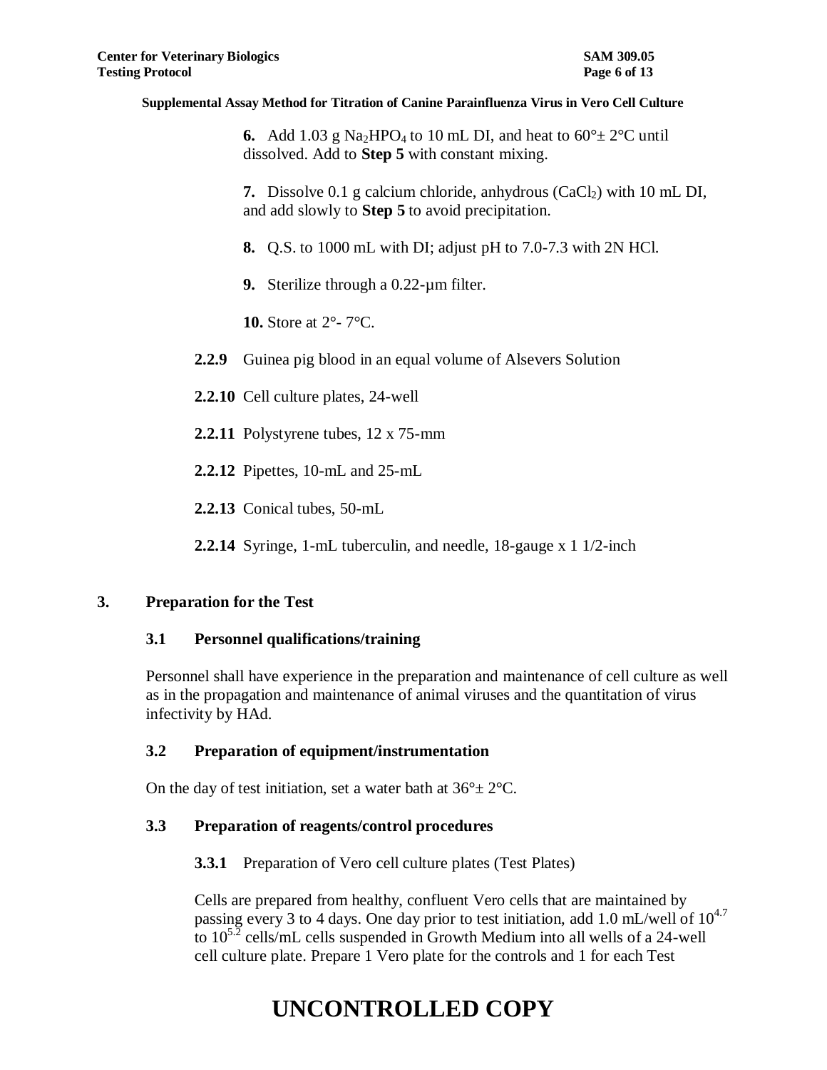**6.** Add 1.03 g $Na_2HPO_4$ to 10 mL DI, and heat to 60°± 2°C until dissolved. Add to **Step 5** with constant mixing.

**7.** Dissolve 0.1 g calcium chloride, anhydrous ($CaCl_2$) with 10 mL DI, and add slowly to **Step 5** to avoid precipitation.

**8.** Q.S. to 1000 mL with DI; adjust pH to 7.0-7.3 with 2N HCl.

**9.** Sterilize through a 0.22-µm filter.

**10.** Store at 2°- 7°C.

**2.2.9** Guinea pig blood in an equal volume of Alsevers Solution

**2.2.10** Cell culture plates, 24-well

**2.2.11** Polystyrene tubes, 12 x 75-mm

**2.2.12** Pipettes, 10-mL and 25-mL

**2.2.13** Conical tubes, 50-mL

**2.2.14** Syringe, 1-mL tuberculin, and needle, 18-gauge x 1 1/2-inch

## 3. Preparation for the Test

### 3.1 Personnel qualifications/training

Personnel shall have experience in the preparation and maintenance of cell culture as well as in the propagation and maintenance of animal viruses and the quantitation of virus infectivity by HAd.

### 3.2 Preparation of equipment/instrumentation

On the day of test initiation, set a water bath at 36°± 2°C.

### 3.3 Preparation of reagents/control procedures

**3.3.1** Preparation of Vero cell culture plates (Test Plates)

Cells are prepared from healthy, confluent Vero cells that are maintained by passing every 3 to 4 days. One day prior to test initiation, add 1.0 mL/well of $10^{4.7}$ to $10^{5.2}$ cells/mL cells suspended in Growth Medium into all wells of a 24-well cell culture plate. Prepare 1 Vero plate for the controls and 1 for each Test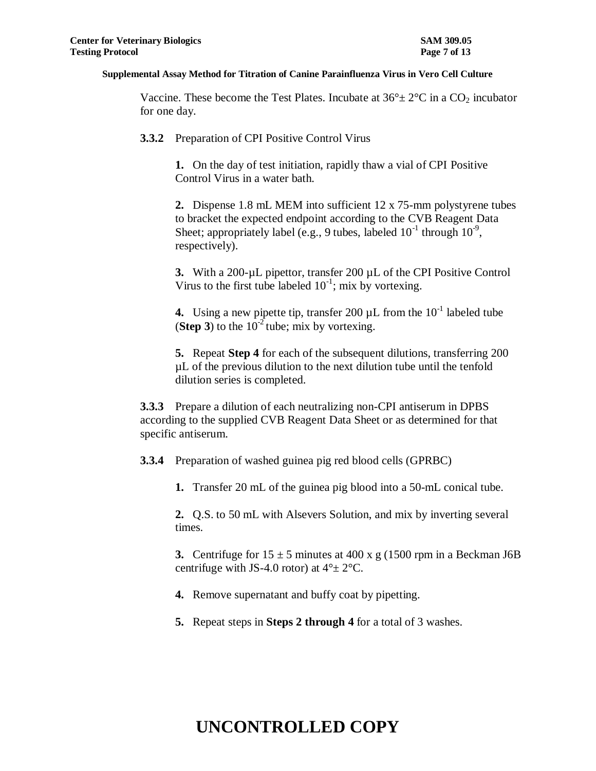Vaccine. These become the Test Plates. Incubate at 36°± 2°C in a $CO_2$ incubator for one day.

**3.3.2** Preparation of CPI Positive Control Virus

**1.** On the day of test initiation, rapidly thaw a vial of CPI Positive Control Virus in a water bath.

**2.** Dispense 1.8 mL MEM into sufficient 12 x 75-mm polystyrene tubes to bracket the expected endpoint according to the CVB Reagent Data Sheet; appropriately label (e.g., 9 tubes, labeled $10^{-1}$ through $10^{-9}$, respectively).

**3.** With a 200-µL pipettor, transfer 200 µL of the CPI Positive Control Virus to the first tube labeled $10^{-1}$; mix by vortexing.

**4.** Using a new pipette tip, transfer 200 µL from the $10^{-1}$ labeled tube (**Step 3**) to the $10^{-2}$ tube; mix by vortexing.

**5.** Repeat **Step 4** for each of the subsequent dilutions, transferring 200 µL of the previous dilution to the next dilution tube until the tenfold dilution series is completed.

**3.3.3** Prepare a dilution of each neutralizing non-CPI antiserum in DPBS according to the supplied CVB Reagent Data Sheet or as determined for that specific antiserum.

**3.3.4** Preparation of washed guinea pig red blood cells (GPRBC)

**1.** Transfer 20 mL of the guinea pig blood into a 50-mL conical tube.

**2.** Q.S. to 50 mL with Alsevers Solution, and mix by inverting several times.

**3.** Centrifuge for 15 ± 5 minutes at 400 x g (1500 rpm in a Beckman J6B centrifuge with JS-4.0 rotor) at 4°± 2°C.

**4.** Remove supernatant and buffy coat by pipetting.

**5.** Repeat steps in **Steps 2 through 4** for a total of 3 washes.

# UNCONTROLLED COPY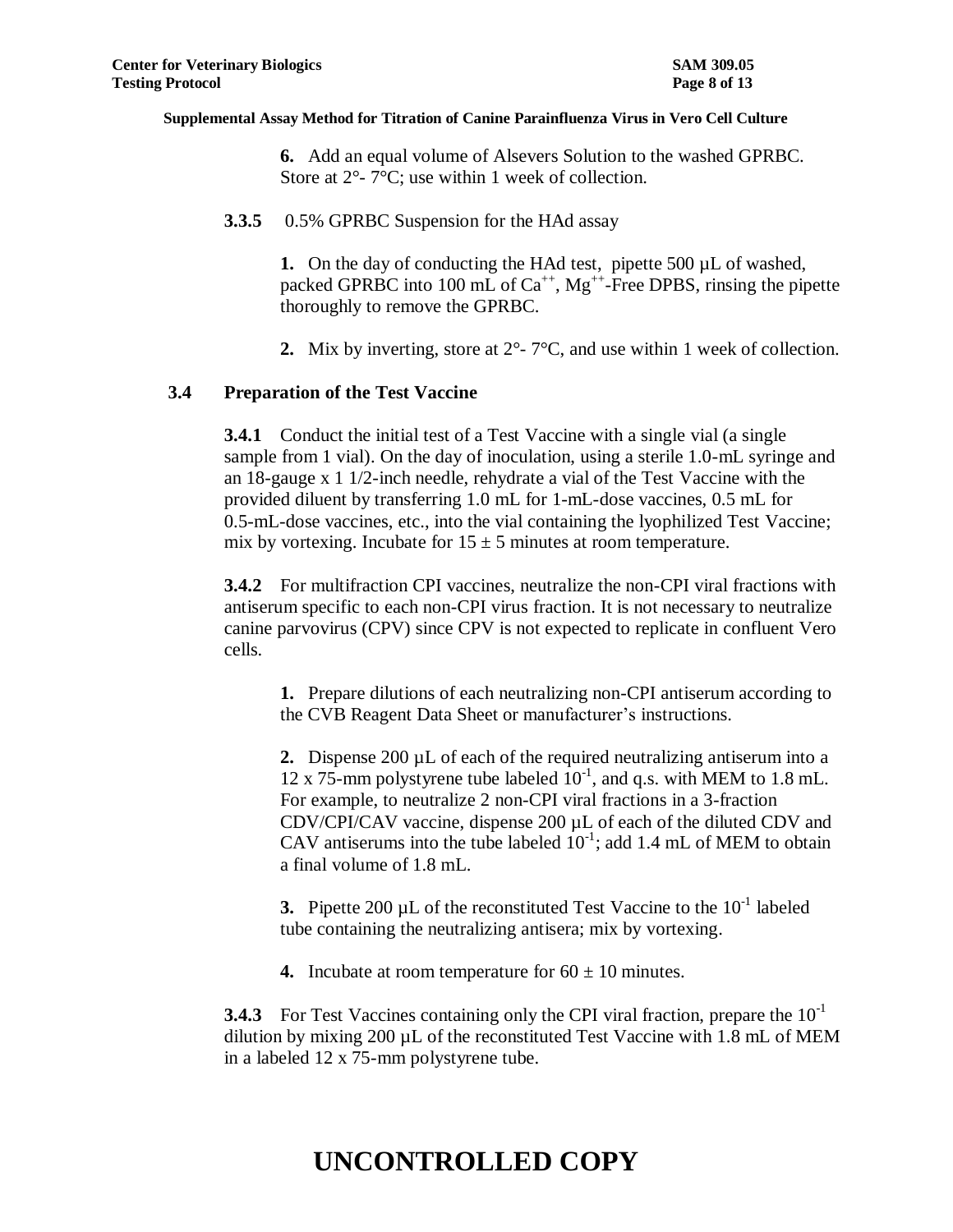**6.** Add an equal volume of Alsevers Solution to the washed GPRBC. Store at 2°- 7°C; use within 1 week of collection.

**3.3.5** 0.5% GPRBC Suspension for the HAd assay

**1.** On the day of conducting the HAd test, pipette 500 µL of washed, packed GPRBC into 100 mL of $Ca^{++}$, $Mg^{++}$-Free DPBS, rinsing the pipette thoroughly to remove the GPRBC.

**2.** Mix by inverting, store at 2°- 7°C, and use within 1 week of collection.

### 3.4 Preparation of the Test Vaccine

**3.4.1** Conduct the initial test of a Test Vaccine with a single vial (a single sample from 1 vial). On the day of inoculation, using a sterile 1.0-mL syringe and an 18-gauge x 1 1/2-inch needle, rehydrate a vial of the Test Vaccine with the provided diluent by transferring 1.0 mL for 1-mL-dose vaccines, 0.5 mL for 0.5-mL-dose vaccines, etc., into the vial containing the lyophilized Test Vaccine; mix by vortexing. Incubate for 15 ± 5 minutes at room temperature.

**3.4.2** For multifraction CPI vaccines, neutralize the non-CPI viral fractions with antiserum specific to each non-CPI virus fraction. It is not necessary to neutralize canine parvovirus (CPV) since CPV is not expected to replicate in confluent Vero cells.

**1.** Prepare dilutions of each neutralizing non-CPI antiserum according to the CVB Reagent Data Sheet or manufacturer's instructions.

**2.** Dispense 200 µL of each of the required neutralizing antiserum into a 12 x 75-mm polystyrene tube labeled $10^{-1}$, and q.s. with MEM to 1.8 mL. For example, to neutralize 2 non-CPI viral fractions in a 3-fraction CDV/CPI/CAV vaccine, dispense 200 µL of each of the diluted CDV and CAV antiserums into the tube labeled $10^{-1}$; add 1.4 mL of MEM to obtain a final volume of 1.8 mL.

**3.** Pipette 200 µL of the reconstituted Test Vaccine to the $10^{-1}$ labeled tube containing the neutralizing antisera; mix by vortexing.

**4.** Incubate at room temperature for 60 ± 10 minutes.

**3.4.3** For Test Vaccines containing only the CPI viral fraction, prepare the $10^{-1}$ dilution by mixing 200 µL of the reconstituted Test Vaccine with 1.8 mL of MEM in a labeled 12 x 75-mm polystyrene tube.

# UNCONTROLLED COPY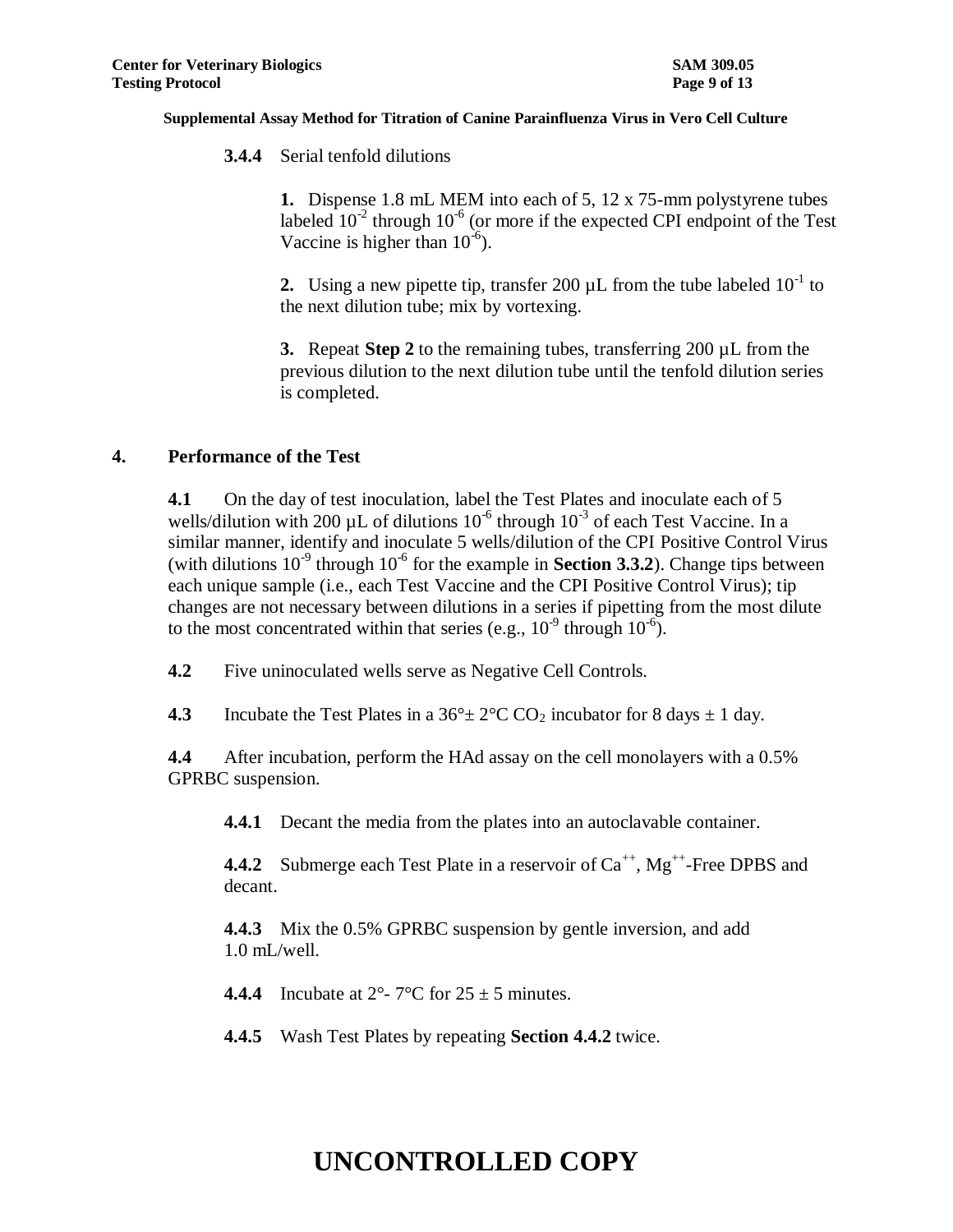**Supplemental Assay Method for Titration of Canine Parainfluenza Virus in Vero Cell Culture**

**3.4.4** Serial tenfold dilutions

**1.** Dispense 1.8 mL MEM into each of 5, 12 x 75-mm polystyrene tubes labeled $10^{-2}$ through $10^{-6}$ (or more if the expected CPI endpoint of the Test Vaccine is higher than $10^{-6}$).

**2.** Using a new pipette tip, transfer 200 µL from the tube labeled $10^{-1}$ to the next dilution tube; mix by vortexing.

**3.** Repeat **Step 2** to the remaining tubes, transferring 200 µL from the previous dilution to the next dilution tube until the tenfold dilution series is completed.

## 4. Performance of the Test

**4.1** On the day of test inoculation, label the Test Plates and inoculate each of 5 wells/dilution with 200 µL of dilutions $10^{-6}$ through $10^{-3}$ of each Test Vaccine. In a similar manner, identify and inoculate 5 wells/dilution of the CPI Positive Control Virus (with dilutions $10^{-9}$ through $10^{-6}$ for the example in **Section 3.3.2**). Change tips between each unique sample (i.e., each Test Vaccine and the CPI Positive Control Virus); tip changes are not necessary between dilutions in a series if pipetting from the most dilute to the most concentrated within that series (e.g., $10^{-9}$ through $10^{-6}$).

**4.2** Five uninoculated wells serve as Negative Cell Controls.

**4.3** Incubate the Test Plates in a 36°± 2°C $CO_2$ incubator for 8 days ± 1 day.

**4.4** After incubation, perform the HAd assay on the cell monolayers with a 0.5% GPRBC suspension.

**4.4.1** Decant the media from the plates into an autoclavable container.

**4.4.2** Submerge each Test Plate in a reservoir of $Ca^{++}$, $Mg^{++}$-Free DPBS and decant.

**4.4.3** Mix the 0.5% GPRBC suspension by gentle inversion, and add 1.0 mL/well.

**4.4.4** Incubate at 2°- 7°C for 25 ± 5 minutes.

**4.4.5** Wash Test Plates by repeating **Section 4.4.2** twice.

# UNCONTROLLED COPY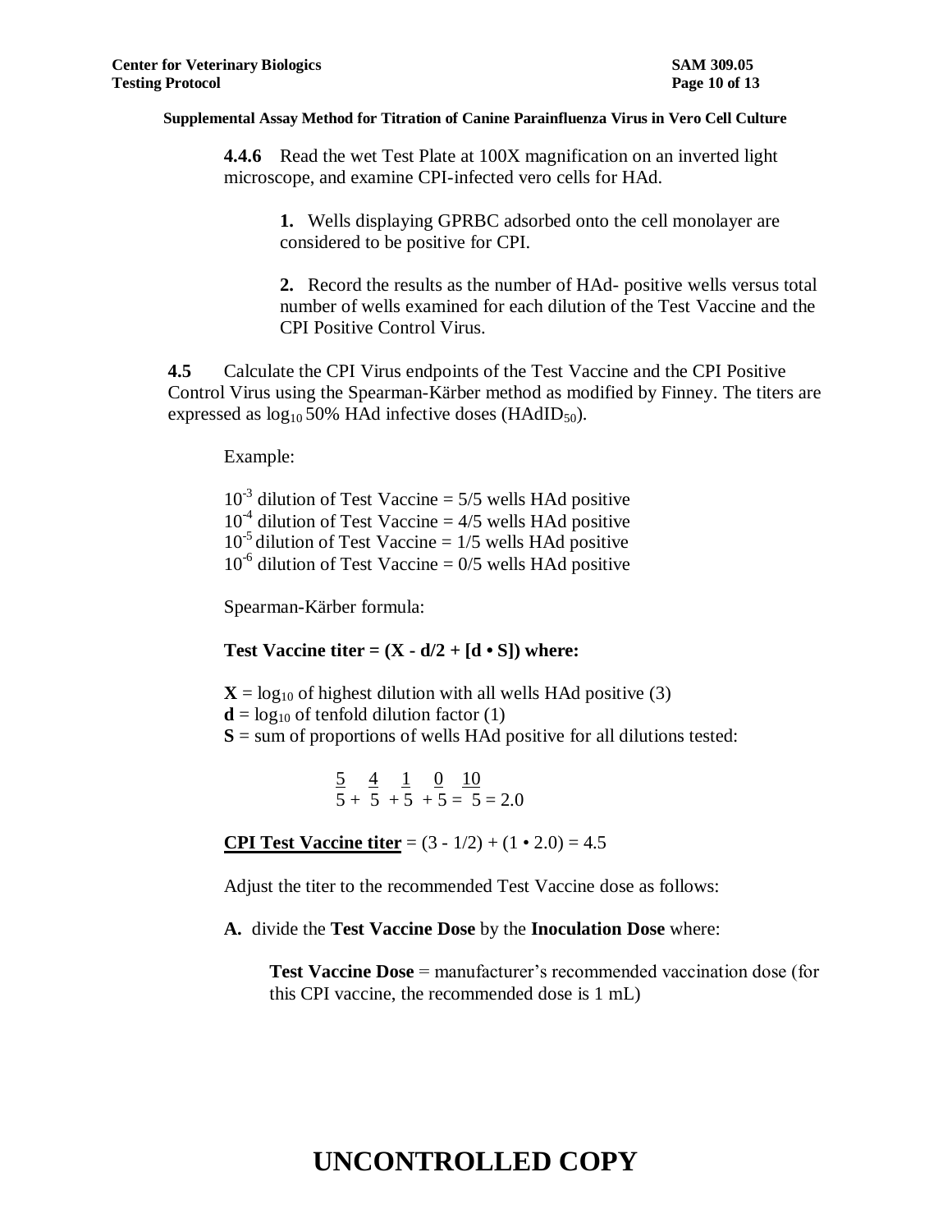**4.4.6** Read the wet Test Plate at 100X magnification on an inverted light microscope, and examine CPI-infected vero cells for HAd.

**1.** Wells displaying GPRBC adsorbed onto the cell monolayer are considered to be positive for CPI.

**2.** Record the results as the number of HAd- positive wells versus total number of wells examined for each dilution of the Test Vaccine and the CPI Positive Control Virus.

**4.5** Calculate the CPI Virus endpoints of the Test Vaccine and the CPI Positive Control Virus using the Spearman-Kärber method as modified by Finney. The titers are expressed as $\log_{10}$ 50% HAd infective doses ($HAdID_{50}$).

Example:

$10^{-3}$ dilution of Test Vaccine = 5/5 wells HAd positive
$10^{-4}$ dilution of Test Vaccine = 4/5 wells HAd positive
$10^{-5}$ dilution of Test Vaccine = 1/5 wells HAd positive
$10^{-6}$ dilution of Test Vaccine = 0/5 wells HAd positive

Spearman-Kärber formula:

**Test Vaccine titer = (X - d/2 + [d • S]) where:**

**X** = $\log_{10}$ of highest dilution with all wells HAd positive (3)
**d** = $\log_{10}$ of tenfold dilution factor (1)
**S** = sum of proportions of wells HAd positive for all dilutions tested:

$$\frac{5}{5} + \frac{4}{5} + \frac{1}{5} + \frac{0}{5} = \frac{10}{5} = 2.0$$

**CPI Test Vaccine titer** = (3 - 1/2) + (1 • 2.0) = 4.5

Adjust the titer to the recommended Test Vaccine dose as follows:

**A.** divide the **Test Vaccine Dose** by the **Inoculation Dose** where:

**Test Vaccine Dose** = manufacturer's recommended vaccination dose (for this CPI vaccine, the recommended dose is 1 mL)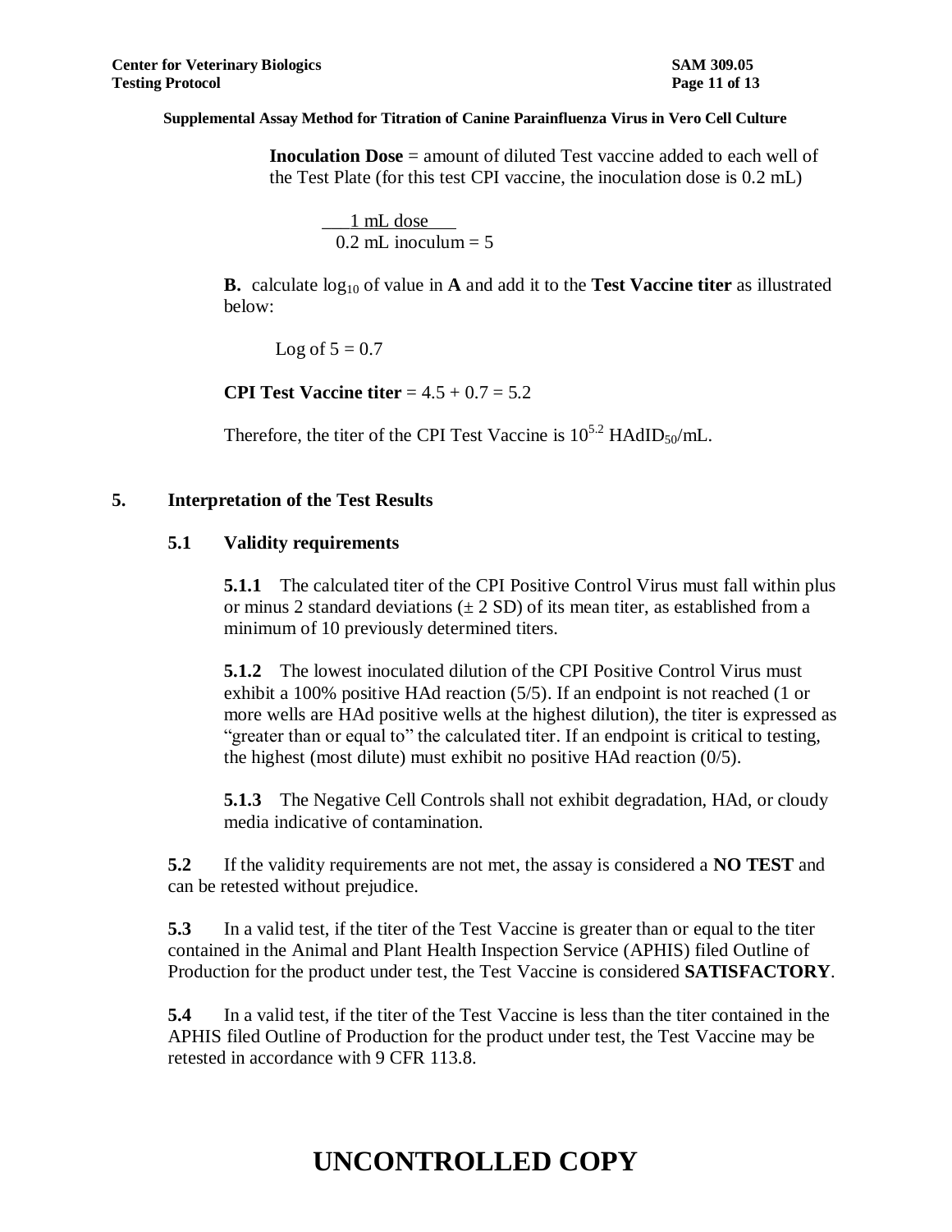**Inoculation Dose** = amount of diluted Test vaccine added to each well of the Test Plate (for this test CPI vaccine, the inoculation dose is 0.2 mL)

$$\frac{1 \text{ mL dose}}{0.2 \text{ mL inoculum}} = 5$$

**B.** calculate $\log_{10}$ of value in **A** and add it to the **Test Vaccine titer** as illustrated below:

Log of 5 = 0.7

**CPI Test Vaccine titer** = 4.5 + 0.7 = 5.2

Therefore, the titer of the CPI Test Vaccine is $10^{5.2}$ $HAdID_{50}$/mL.

## 5. Interpretation of the Test Results

### 5.1 Validity requirements

**5.1.1** The calculated titer of the CPI Positive Control Virus must fall within plus or minus 2 standard deviations (± 2 SD) of its mean titer, as established from a minimum of 10 previously determined titers.

**5.1.2** The lowest inoculated dilution of the CPI Positive Control Virus must exhibit a 100% positive HAd reaction (5/5). If an endpoint is not reached (1 or more wells are HAd positive wells at the highest dilution), the titer is expressed as "greater than or equal to" the calculated titer. If an endpoint is critical to testing, the highest (most dilute) must exhibit no positive HAd reaction (0/5).

**5.1.3** The Negative Cell Controls shall not exhibit degradation, HAd, or cloudy media indicative of contamination.

**5.2** If the validity requirements are not met, the assay is considered a **NO TEST** and can be retested without prejudice.

**5.3** In a valid test, if the titer of the Test Vaccine is greater than or equal to the titer contained in the Animal and Plant Health Inspection Service (APHIS) filed Outline of Production for the product under test, the Test Vaccine is considered **SATISFACTORY**.

**5.4** In a valid test, if the titer of the Test Vaccine is less than the titer contained in the APHIS filed Outline of Production for the product under test, the Test Vaccine may be retested in accordance with 9 CFR 113.8.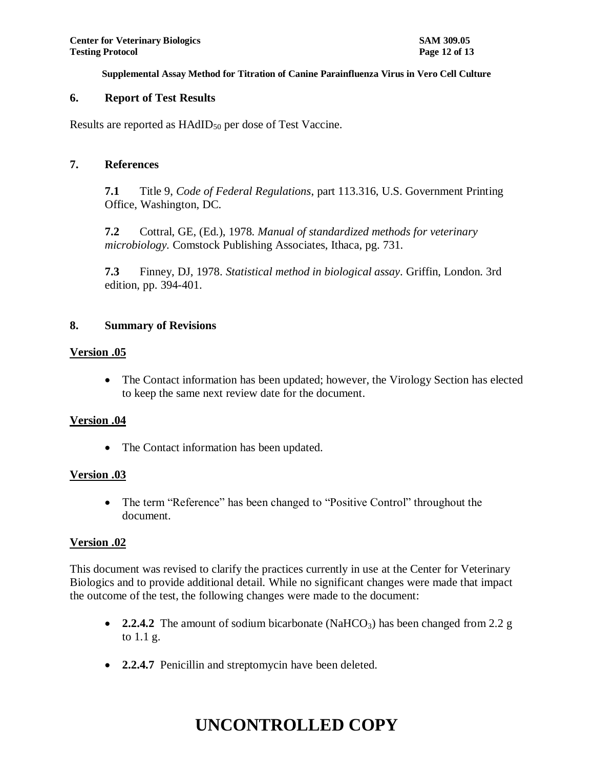## 6. Report of Test Results

Results are reported as $HAdID_{50}$ per dose of Test Vaccine.

## 7. References

**7.1** Title 9, *Code of Federal Regulations*, part 113.316, U.S. Government Printing Office, Washington, DC.

**7.2** Cottral, GE, (Ed.), 1978. *Manual of standardized methods for veterinary microbiology.* Comstock Publishing Associates, Ithaca, pg. 731.

**7.3** Finney, DJ, 1978. *Statistical method in biological assay*. Griffin, London. 3rd edition, pp. 394-401.

## 8. Summary of Revisions

**Version .05**

- The Contact information has been updated; however, the Virology Section has elected to keep the same next review date for the document.

**Version .04**

- The Contact information has been updated.

**Version .03**

- The term “Reference” has been changed to “Positive Control” throughout the document.

**Version .02**

This document was revised to clarify the practices currently in use at the Center for Veterinary Biologics and to provide additional detail. While no significant changes were made that impact the outcome of the test, the following changes were made to the document:

- **2.2.4.2** The amount of sodium bicarbonate ($NaHCO_3$) has been changed from 2.2 g to 1.1 g.
- **2.2.4.7** Penicillin and streptomycin have been deleted.

UNCONTROLLED COPY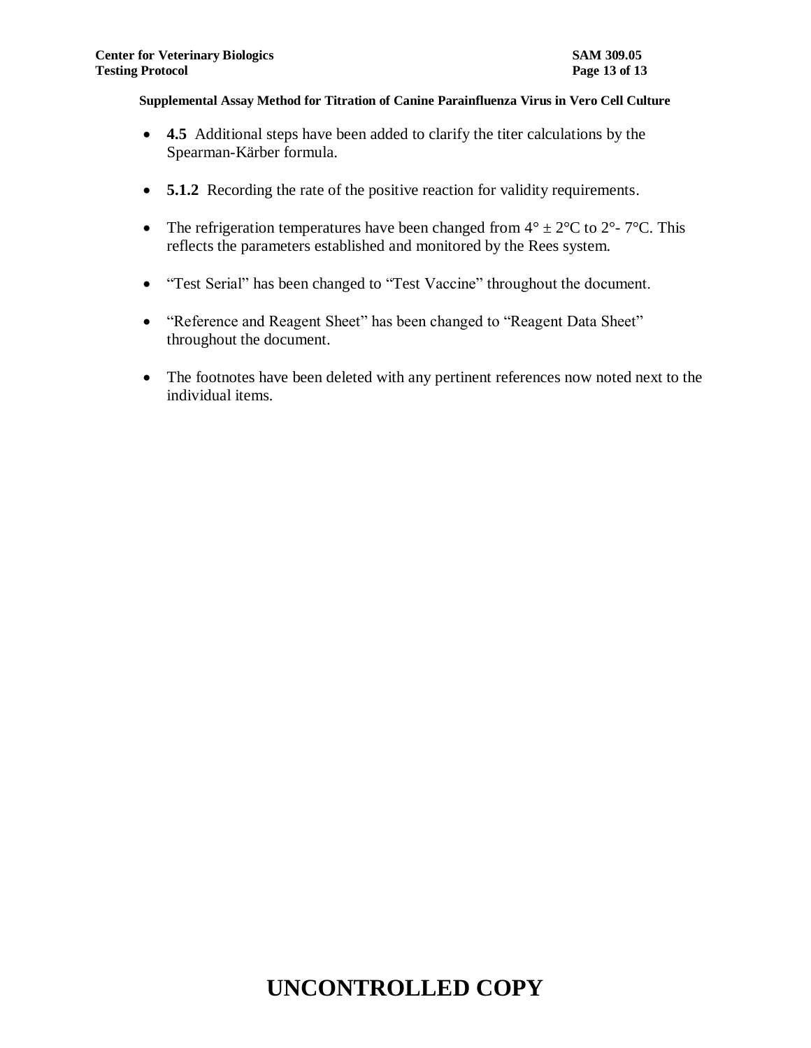- **4.5** Additional steps have been added to clarify the titer calculations by the Spearman-Kärber formula.

- **5.1.2** Recording the rate of the positive reaction for validity requirements.

- The refrigeration temperatures have been changed from 4° ± 2°C to 2°- 7°C. This reflects the parameters established and monitored by the Rees system.

- "Test Serial" has been changed to "Test Vaccine" throughout the document.

- "Reference and Reagent Sheet" has been changed to "Reagent Data Sheet" throughout the document.

- The footnotes have been deleted with any pertinent references now noted next to the individual items.

**UNCONTROLLED COPY**